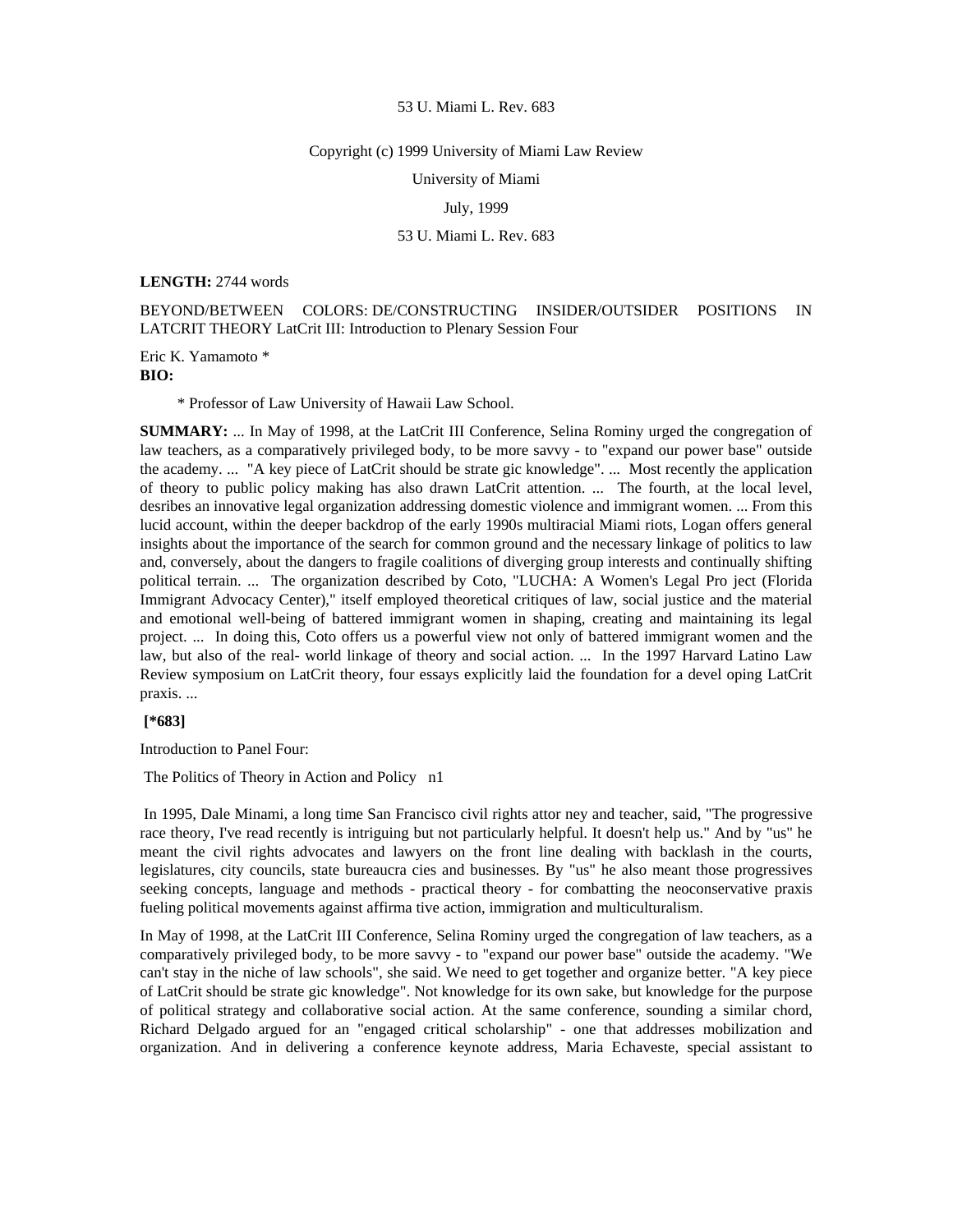53 U. Miami L. Rev. 683

Copyright (c) 1999 University of Miami Law Review

University of Miami

July, 1999

53 U. Miami L. Rev. 683

**LENGTH:** 2744 words

BEYOND/BETWEEN COLORS: DE/CONSTRUCTING INSIDER/OUTSIDER POSITIONS IN LATCRIT THEORY LatCrit III: Introduction to Plenary Session Four

Eric K. Yamamoto *

**BIO:**

\* Professor of Law University of Hawaii Law School.

**SUMMARY:** ... In May of 1998, at the LatCrit III Conference, Selina Rominy urged the congregation of law teachers, as a comparatively privileged body, to be more savvy - to "expand our power base" outside the academy. ... "A key piece of LatCrit should be strate gic knowledge". ... Most recently the application of theory to public policy making has also drawn LatCrit attention. ... The fourth, at the local level, desribes an innovative legal organization addressing domestic violence and immigrant women. ... From this lucid account, within the deeper backdrop of the early 1990s multiracial Miami riots, Logan offers general insights about the importance of the search for common ground and the necessary linkage of politics to law and, conversely, about the dangers to fragile coalitions of diverging group interests and continually shifting political terrain. ... The organization described by Coto, "LUCHA: A Women's Legal Pro ject (Florida Immigrant Advocacy Center)," itself employed theoretical critiques of law, social justice and the material and emotional well-being of battered immigrant women in shaping, creating and maintaining its legal project. ... In doing this, Coto offers us a powerful view not only of battered immigrant women and the law, but also of the real- world linkage of theory and social action. ... In the 1997 Harvard Latino Law Review symposium on LatCrit theory, four essays explicitly laid the foundation for a devel oping LatCrit praxis. ...

**[*683]**

Introduction to Panel Four:

The Politics of Theory in Action and Policy n1

In 1995, Dale Minami, a long time San Francisco civil rights attor ney and teacher, said, "The progressive race theory, I've read recently is intriguing but not particularly helpful. It doesn't help us." And by "us" he meant the civil rights advocates and lawyers on the front line dealing with backlash in the courts, legislatures, city councils, state bureaucra cies and businesses. By "us" he also meant those progressives seeking concepts, language and methods - practical theory - for combatting the neoconservative praxis fueling political movements against affirma tive action, immigration and multiculturalism.

In May of 1998, at the LatCrit III Conference, Selina Rominy urged the congregation of law teachers, as a comparatively privileged body, to be more savvy - to "expand our power base" outside the academy. "We can't stay in the niche of law schools", she said. We need to get together and organize better. "A key piece of LatCrit should be strate gic knowledge". Not knowledge for its own sake, but knowledge for the purpose of political strategy and collaborative social action. At the same conference, sounding a similar chord, Richard Delgado argued for an "engaged critical scholarship" - one that addresses mobilization and organization. And in delivering a conference keynote address, Maria Echaveste, special assistant to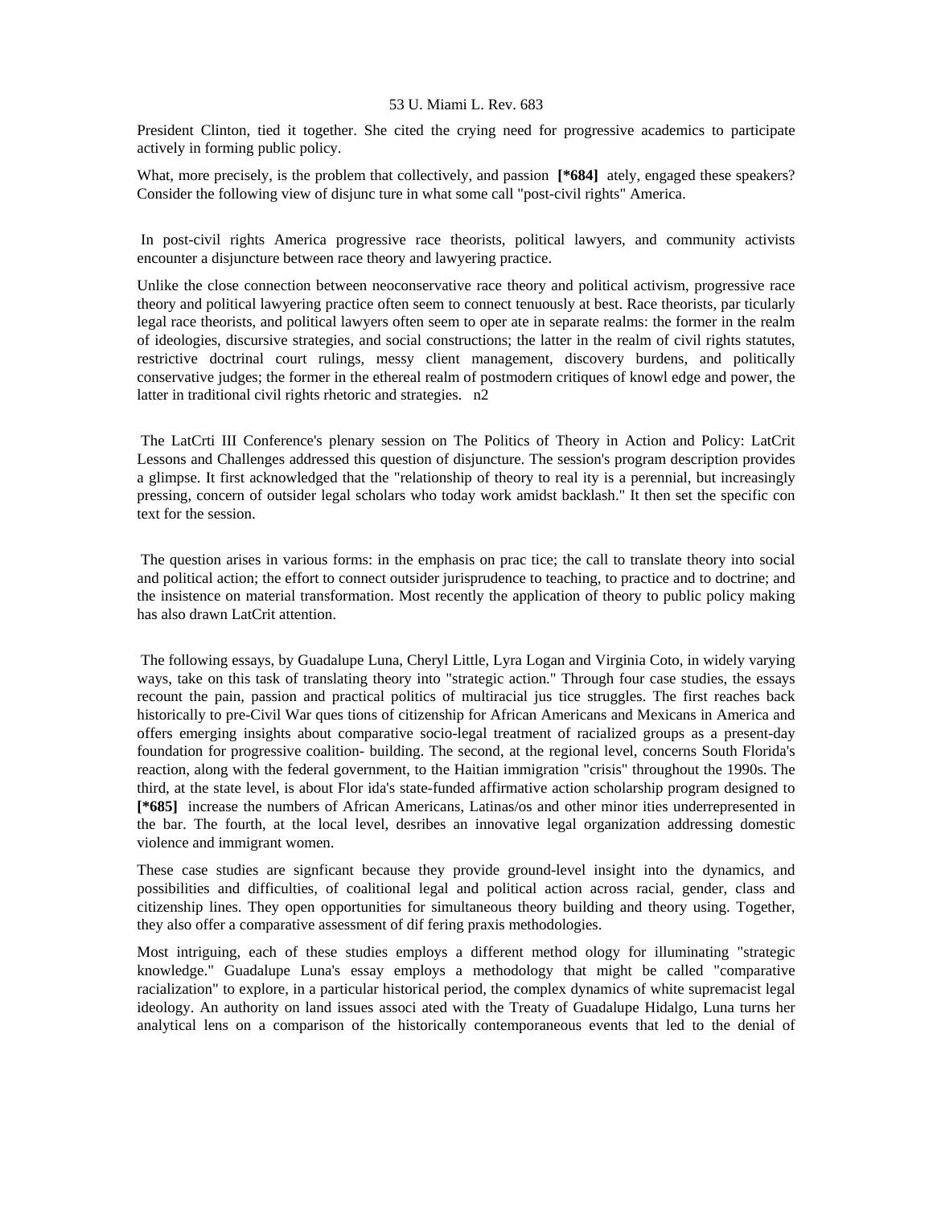President Clinton, tied it together. She cited the crying need for progressive academics to participate actively in forming public policy.

What, more precisely, is the problem that collectively, and passion **[*684]** ately, engaged these speakers? Consider the following view of disjunc ture in what some call "post-civil rights" America.

> In post-civil rights America progressive race theorists, political lawyers, and community activists encounter a disjuncture between race theory and lawyering practice.
>
> Unlike the close connection between neoconservative race theory and political activism, progressive race theory and political lawyering practice often seem to connect tenuously at best. Race theorists, par ticularly legal race theorists, and political lawyers often seem to oper ate in separate realms: the former in the realm of ideologies, discursive strategies, and social constructions; the latter in the realm of civil rights statutes, restrictive doctrinal court rulings, messy client management, discovery burdens, and politically conservative judges; the former in the ethereal realm of postmodern critiques of knowl edge and power, the latter in traditional civil rights rhetoric and strategies. n2

The LatCrti III Conference's plenary session on The Politics of Theory in Action and Policy: LatCrit Lessons and Challenges addressed this question of disjuncture. The session's program description provides a glimpse. It first acknowledged that the "relationship of theory to real ity is a perennial, but increasingly pressing, concern of outsider legal scholars who today work amidst backlash." It then set the specific con text for the session.

> The question arises in various forms: in the emphasis on prac tice; the call to translate theory into social and political action; the effort to connect outsider jurisprudence to teaching, to practice and to doctrine; and the insistence on material transformation. Most recently the application of theory to public policy making has also drawn LatCrit attention.

The following essays, by Guadalupe Luna, Cheryl Little, Lyra Logan and Virginia Coto, in widely varying ways, take on this task of translating theory into "strategic action." Through four case studies, the essays recount the pain, passion and practical politics of multiracial jus tice struggles. The first reaches back historically to pre-Civil War ques tions of citizenship for African Americans and Mexicans in America and offers emerging insights about comparative socio-legal treatment of racialized groups as a present-day foundation for progressive coalition- building. The second, at the regional level, concerns South Florida's reaction, along with the federal government, to the Haitian immigration "crisis" throughout the 1990s. The third, at the state level, is about Flor ida's state-funded affirmative action scholarship program designed to **[*685]** increase the numbers of African Americans, Latinas/os and other minor ities underrepresented in the bar. The fourth, at the local level, desribes an innovative legal organization addressing domestic violence and immigrant women.

These case studies are signficant because they provide ground-level insight into the dynamics, and possibilities and difficulties, of coalitional legal and political action across racial, gender, class and citizenship lines. They open opportunities for simultaneous theory building and theory using. Together, they also offer a comparative assessment of dif fering praxis methodologies.

Most intriguing, each of these studies employs a different method ology for illuminating "strategic knowledge." Guadalupe Luna's essay employs a methodology that might be called "comparative racialization" to explore, in a particular historical period, the complex dynamics of white supremacist legal ideology. An authority on land issues associ ated with the Treaty of Guadalupe Hidalgo, Luna turns her analytical lens on a comparison of the historically contemporaneous events that led to the denial of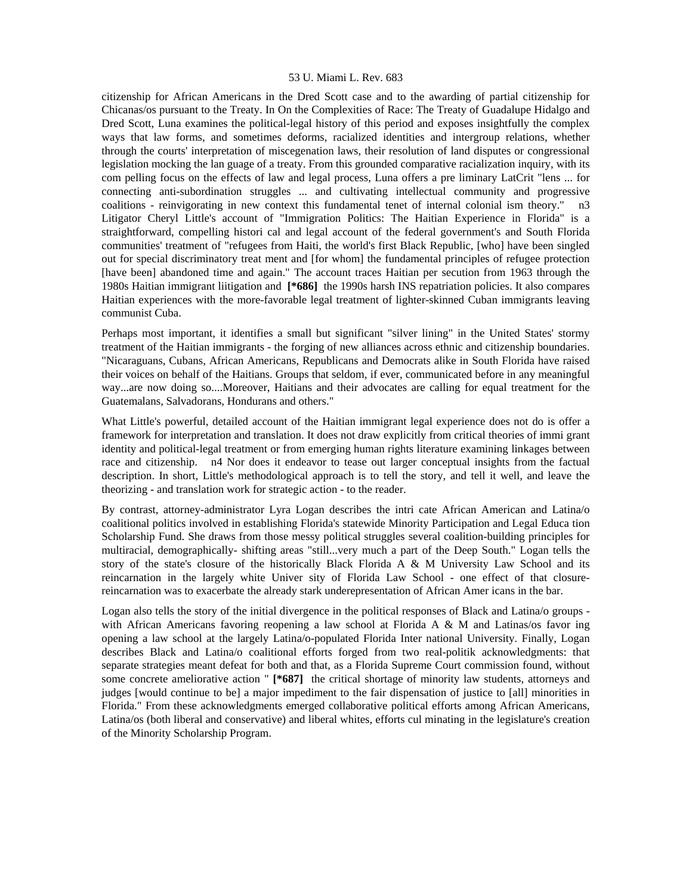citizenship for African Americans in the Dred Scott case and to the awarding of partial citizenship for Chicanas/os pursuant to the Treaty. In On the Complexities of Race: The Treaty of Guadalupe Hidalgo and Dred Scott, Luna examines the political-legal history of this period and exposes insightfully the complex ways that law forms, and sometimes deforms, racialized identities and intergroup relations, whether through the courts' interpretation of miscegenation laws, their resolution of land disputes or congressional legislation mocking the lan guage of a treaty. From this grounded comparative racialization inquiry, with its com pelling focus on the effects of law and legal process, Luna offers a pre liminary LatCrit "lens ... for connecting anti-subordination struggles ... and cultivating intellectual community and progressive coalitions - reinvigorating in new context this fundamental tenet of internal colonial ism theory." n3 Litigator Cheryl Little's account of "Immigration Politics: The Haitian Experience in Florida" is a straightforward, compelling histori cal and legal account of the federal government's and South Florida communities' treatment of "refugees from Haiti, the world's first Black Republic, [who] have been singled out for special discriminatory treat ment and [for whom] the fundamental principles of refugee protection [have been] abandoned time and again." The account traces Haitian per secution from 1963 through the 1980s Haitian immigrant liitigation and **[*686]** the 1990s harsh INS repatriation policies. It also compares Haitian experiences with the more-favorable legal treatment of lighter-skinned Cuban immigrants leaving communist Cuba.

Perhaps most important, it identifies a small but significant "silver lining" in the United States' stormy treatment of the Haitian immigrants - the forging of new alliances across ethnic and citizenship boundaries. "Nicaraguans, Cubans, African Americans, Republicans and Democrats alike in South Florida have raised their voices on behalf of the Haitians. Groups that seldom, if ever, communicated before in any meaningful way...are now doing so....Moreover, Haitians and their advocates are calling for equal treatment for the Guatemalans, Salvadorans, Hondurans and others."

What Little's powerful, detailed account of the Haitian immigrant legal experience does not do is offer a framework for interpretation and translation. It does not draw explicitly from critical theories of immi grant identity and political-legal treatment or from emerging human rights literature examining linkages between race and citizenship. n4 Nor does it endeavor to tease out larger conceptual insights from the factual description. In short, Little's methodological approach is to tell the story, and tell it well, and leave the theorizing - and translation work for strategic action - to the reader.

By contrast, attorney-administrator Lyra Logan describes the intri cate African American and Latina/o coalitional politics involved in establishing Florida's statewide Minority Participation and Legal Educa tion Scholarship Fund. She draws from those messy political struggles several coalition-building principles for multiracial, demographically- shifting areas "still...very much a part of the Deep South." Logan tells the story of the state's closure of the historically Black Florida A & M University Law School and its reincarnation in the largely white Univer sity of Florida Law School - one effect of that closure-reincarnation was to exacerbate the already stark underepresentation of African Amer icans in the bar.

Logan also tells the story of the initial divergence in the political responses of Black and Latina/o groups - with African Americans favoring reopening a law school at Florida A & M and Latinas/os favor ing opening a law school at the largely Latina/o-populated Florida Inter national University. Finally, Logan describes Black and Latina/o coalitional efforts forged from two real-politik acknowledgments: that separate strategies meant defeat for both and that, as a Florida Supreme Court commission found, without some concrete ameliorative action " **[*687]** the critical shortage of minority law students, attorneys and judges [would continue to be] a major impediment to the fair dispensation of justice to [all] minorities in Florida." From these acknowledgments emerged collaborative political efforts among African Americans, Latina/os (both liberal and conservative) and liberal whites, efforts cul minating in the legislature's creation of the Minority Scholarship Program.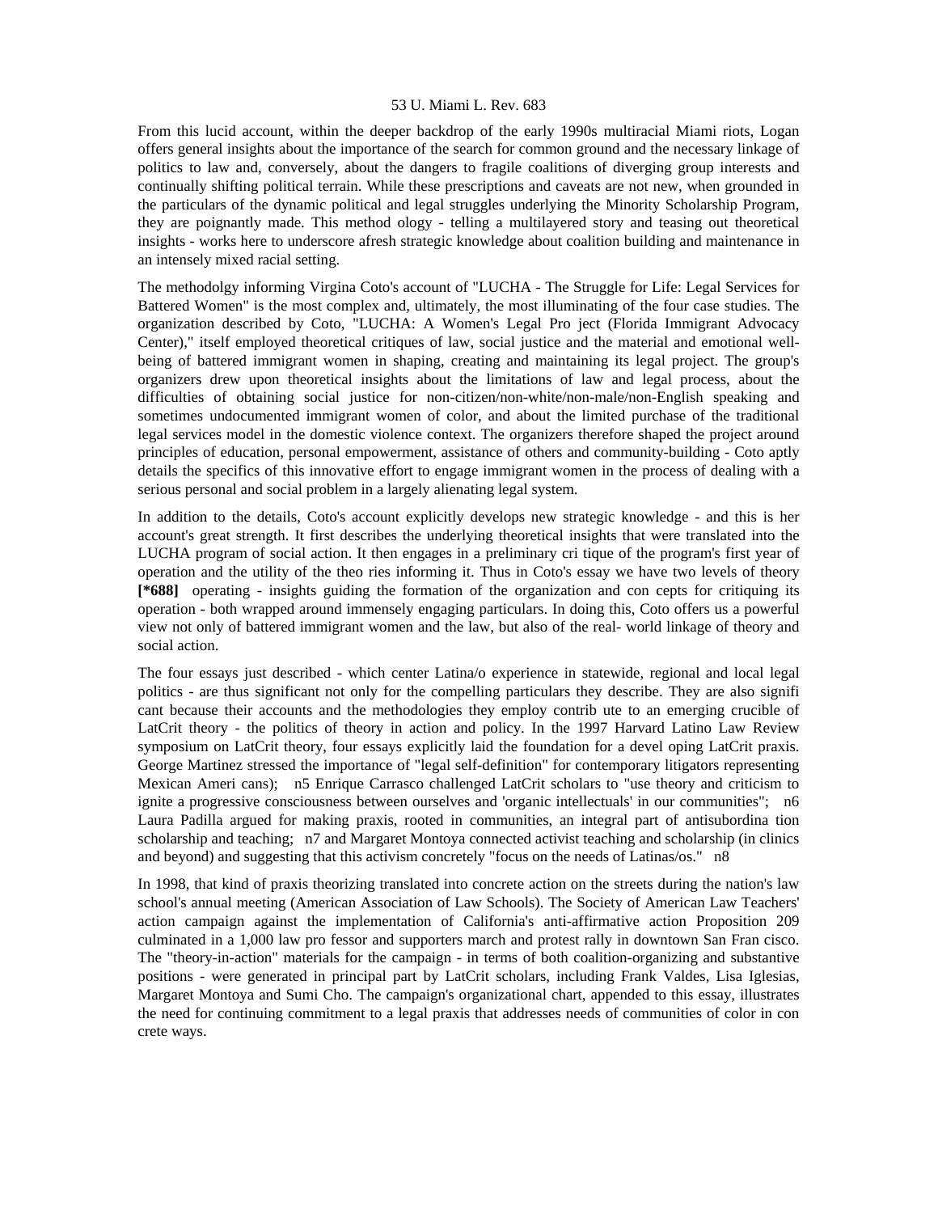From this lucid account, within the deeper backdrop of the early 1990s multiracial Miami riots, Logan offers general insights about the importance of the search for common ground and the necessary linkage of politics to law and, conversely, about the dangers to fragile coalitions of diverging group interests and continually shifting political terrain. While these prescriptions and caveats are not new, when grounded in the particulars of the dynamic political and legal struggles underlying the Minority Scholarship Program, they are poignantly made. This method ology - telling a multilayered story and teasing out theoretical insights - works here to underscore afresh strategic knowledge about coalition building and maintenance in an intensely mixed racial setting.

The methodolgy informing Virgina Coto's account of "LUCHA - The Struggle for Life: Legal Services for Battered Women" is the most complex and, ultimately, the most illuminating of the four case studies. The organization described by Coto, "LUCHA: A Women's Legal Pro ject (Florida Immigrant Advocacy Center)," itself employed theoretical critiques of law, social justice and the material and emotional well-being of battered immigrant women in shaping, creating and maintaining its legal project. The group's organizers drew upon theoretical insights about the limitations of law and legal process, about the difficulties of obtaining social justice for non-citizen/non-white/non-male/non-English speaking and sometimes undocumented immigrant women of color, and about the limited purchase of the traditional legal services model in the domestic violence context. The organizers therefore shaped the project around principles of education, personal empowerment, assistance of others and community-building - Coto aptly details the specifics of this innovative effort to engage immigrant women in the process of dealing with a serious personal and social problem in a largely alienating legal system.

In addition to the details, Coto's account explicitly develops new strategic knowledge - and this is her account's great strength. It first describes the underlying theoretical insights that were translated into the LUCHA program of social action. It then engages in a preliminary cri tique of the program's first year of operation and the utility of the theo ries informing it. Thus in Coto's essay we have two levels of theory **[*688]** operating - insights guiding the formation of the organization and con cepts for critiquing its operation - both wrapped around immensely engaging particulars. In doing this, Coto offers us a powerful view not only of battered immigrant women and the law, but also of the real- world linkage of theory and social action.

The four essays just described - which center Latina/o experience in statewide, regional and local legal politics - are thus significant not only for the compelling particulars they describe. They are also signifi cant because their accounts and the methodologies they employ contrib ute to an emerging crucible of LatCrit theory - the politics of theory in action and policy. In the 1997 Harvard Latino Law Review symposium on LatCrit theory, four essays explicitly laid the foundation for a devel oping LatCrit praxis. George Martinez stressed the importance of "legal self-definition" for contemporary litigators representing Mexican Ameri cans); n5 Enrique Carrasco challenged LatCrit scholars to "use theory and criticism to ignite a progressive consciousness between ourselves and 'organic intellectuals' in our communities"; n6 Laura Padilla argued for making praxis, rooted in communities, an integral part of antisubordina tion scholarship and teaching; n7 and Margaret Montoya connected activist teaching and scholarship (in clinics and beyond) and suggesting that this activism concretely "focus on the needs of Latinas/os." n8

In 1998, that kind of praxis theorizing translated into concrete action on the streets during the nation's law school's annual meeting (American Association of Law Schools). The Society of American Law Teachers' action campaign against the implementation of California's anti-affirmative action Proposition 209 culminated in a 1,000 law pro fessor and supporters march and protest rally in downtown San Fran cisco. The "theory-in-action" materials for the campaign - in terms of both coalition-organizing and substantive positions - were generated in principal part by LatCrit scholars, including Frank Valdes, Lisa Iglesias, Margaret Montoya and Sumi Cho. The campaign's organizational chart, appended to this essay, illustrates the need for continuing commitment to a legal praxis that addresses needs of communities of color in con crete ways.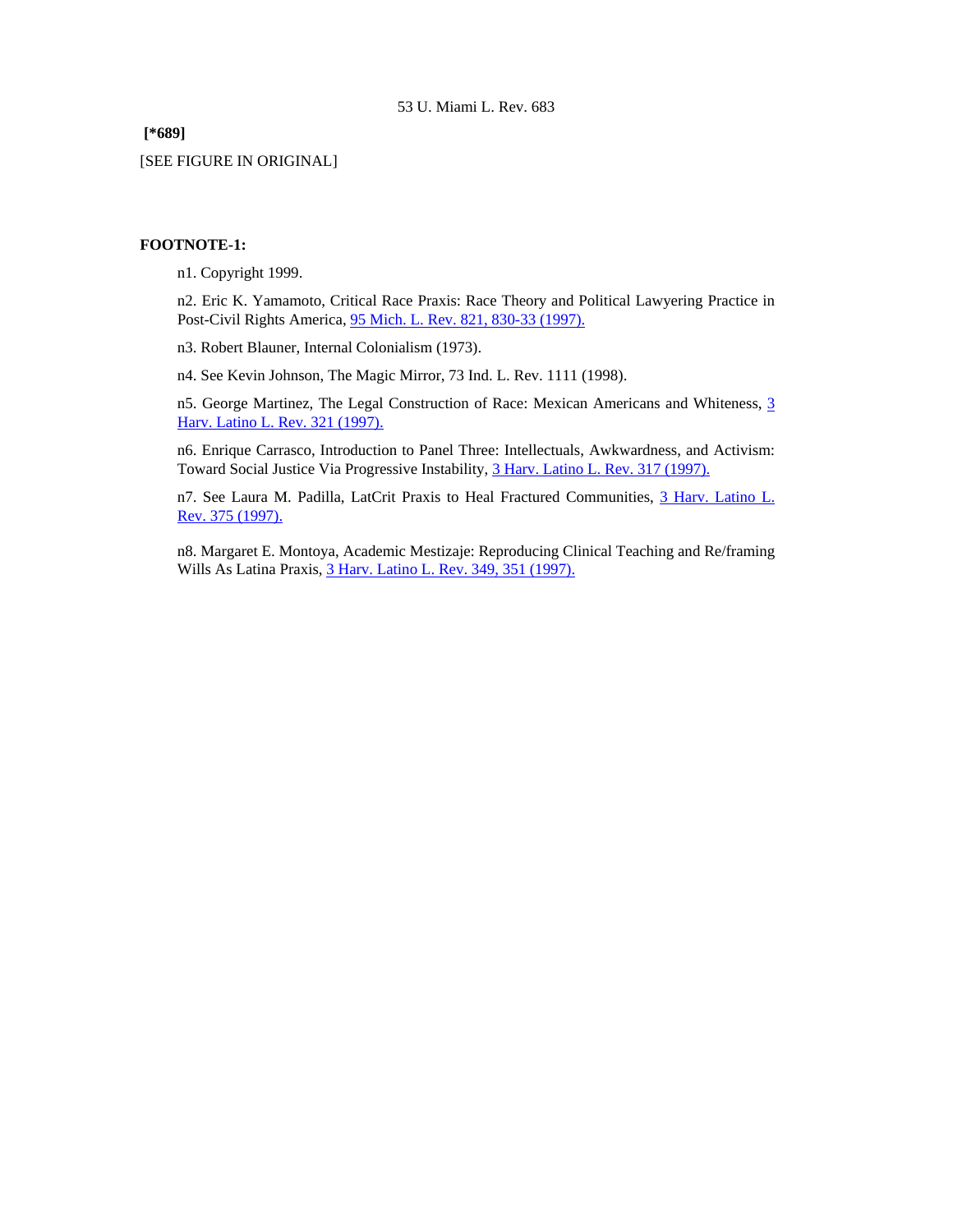**[*689]**

[SEE FIGURE IN ORIGINAL]

**FOOTNOTE-1:**

n1. Copyright 1999.

n2. Eric K. Yamamoto, Critical Race Praxis: Race Theory and Political Lawyering Practice in Post-Civil Rights America, 95 Mich. L. Rev. 821, 830-33 (1997).

n3. Robert Blauner, Internal Colonialism (1973).

n4. See Kevin Johnson, The Magic Mirror, 73 Ind. L. Rev. 1111 (1998).

n5. George Martinez, The Legal Construction of Race: Mexican Americans and Whiteness, 3 Harv. Latino L. Rev. 321 (1997).

n6. Enrique Carrasco, Introduction to Panel Three: Intellectuals, Awkwardness, and Activism: Toward Social Justice Via Progressive Instability, 3 Harv. Latino L. Rev. 317 (1997).

n7. See Laura M. Padilla, LatCrit Praxis to Heal Fractured Communities, 3 Harv. Latino L. Rev. 375 (1997).

n8. Margaret E. Montoya, Academic Mestizaje: Reproducing Clinical Teaching and Re/framing Wills As Latina Praxis, 3 Harv. Latino L. Rev. 349, 351 (1997).